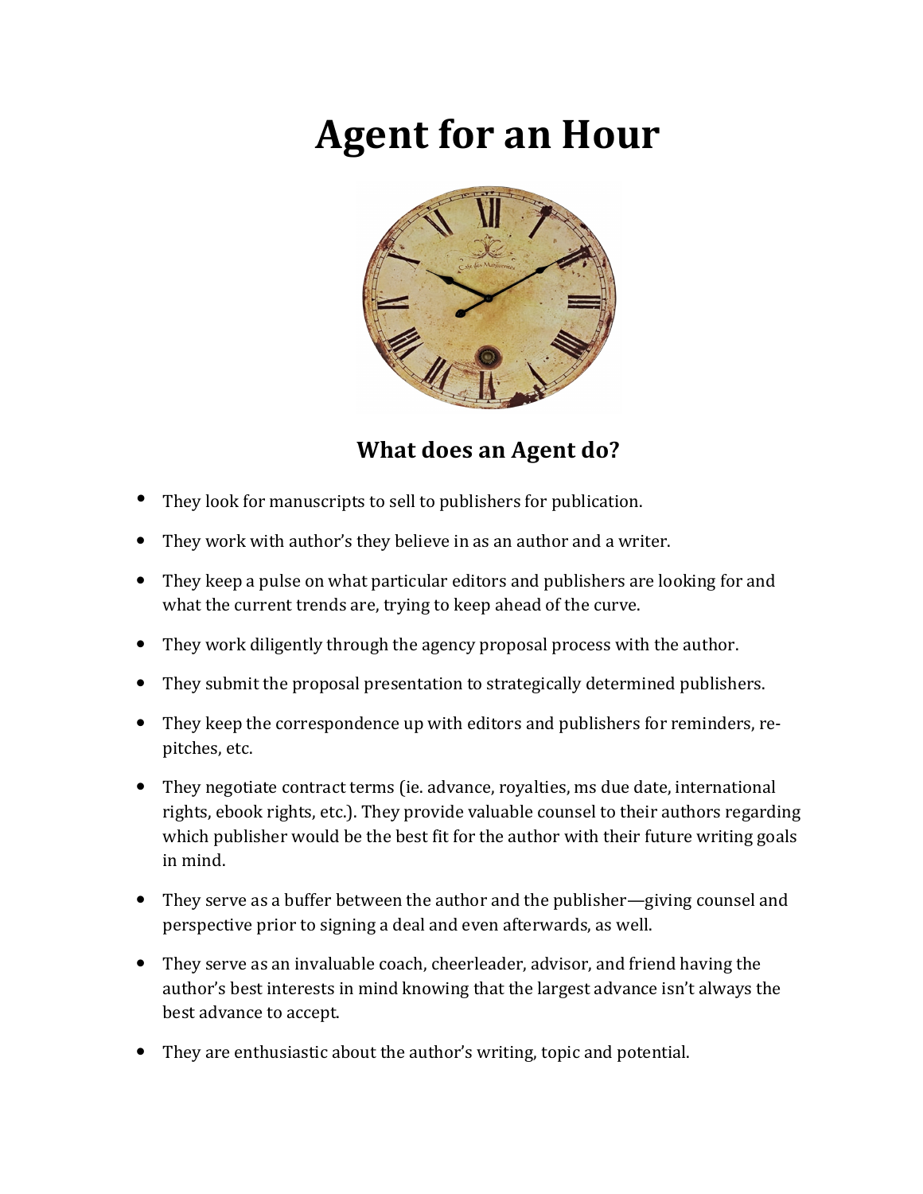# Agent for an Hour

## What does an Agent do?

- They look for manuscripts to sell to publishers for publication.
- They work with author's they believe in as an author and a writer.
- They keep a pulse on what particular editors and publishers are looking for and what the current trends are, trying to keep ahead of the curve.
- They work diligently through the agency proposal process with the author.
- They submit the proposal presentation to strategically determined publishers.
- They keep the correspondence up with editors and publishers for reminders, re-pitches, etc.
- They negotiate contract terms (ie. advance, royalties, ms due date, international rights, ebook rights, etc.). They provide valuable counsel to their authors regarding which publisher would be the best fit for the author with their future writing goals in mind.
- They serve as a buffer between the author and the publisher—giving counsel and perspective prior to signing a deal and even afterwards, as well.
- They serve as an invaluable coach, cheerleader, advisor, and friend having the author's best interests in mind knowing that the largest advance isn't always the best advance to accept.
- They are enthusiastic about the author's writing, topic and potential.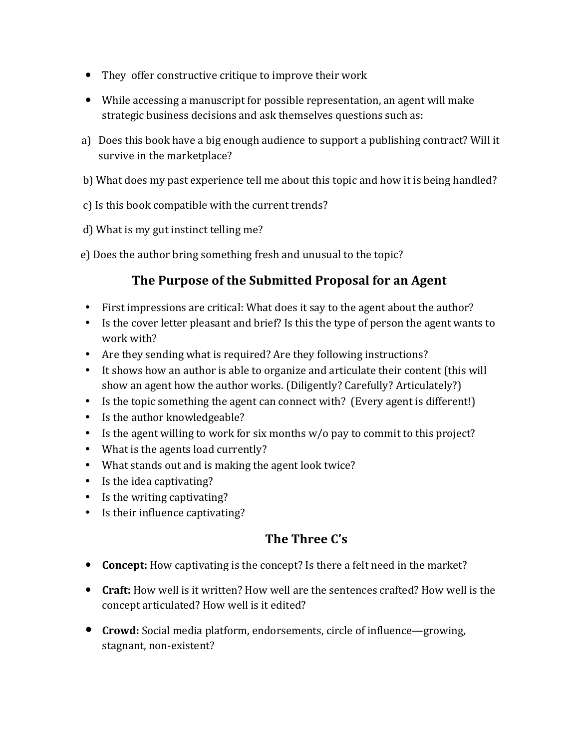- They  offer constructive critique to improve their work
- While accessing a manuscript for possible representation, an agent will make strategic business decisions and ask themselves questions such as:

a) Does this book have a big enough audience to support a publishing contract? Will it survive in the marketplace?

b) What does my past experience tell me about this topic and how it is being handled?

c) Is this book compatible with the current trends?

d) What is my gut instinct telling me?

e) Does the author bring something fresh and unusual to the topic?

## The Purpose of the Submitted Proposal for an Agent

- First impressions are critical: What does it say to the agent about the author?
- Is the cover letter pleasant and brief? Is this the type of person the agent wants to work with?
- Are they sending what is required? Are they following instructions?
- It shows how an author is able to organize and articulate their content (this will show an agent how the author works. (Diligently? Carefully? Articulately?)
- Is the topic something the agent can connect with?  (Every agent is different!)
- Is the author knowledgeable?
- Is the agent willing to work for six months w/o pay to commit to this project?
- What is the agents load currently?
- What stands out and is making the agent look twice?
- Is the idea captivating?
- Is the writing captivating?
- Is their influence captivating?

## The Three C's

- **Concept:** How captivating is the concept? Is there a felt need in the market?
- **Craft:** How well is it written? How well are the sentences crafted? How well is the concept articulated? How well is it edited?
- **Crowd:** Social media platform, endorsements, circle of influence—growing, stagnant, non-existent?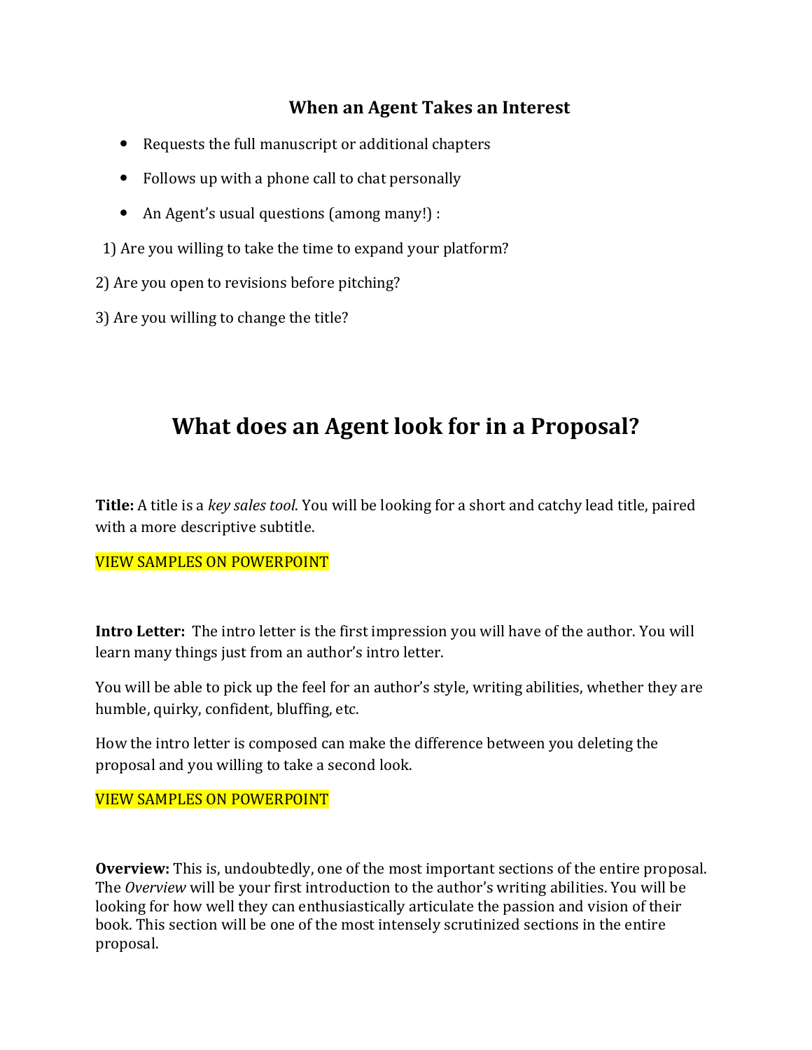### When an Agent Takes an Interest

- Requests the full manuscript or additional chapters
- Follows up with a phone call to chat personally
- An Agent's usual questions (among many!) :

1) Are you willing to take the time to expand your platform?

2) Are you open to revisions before pitching?

3) Are you willing to change the title?

## What does an Agent look for in a Proposal?

**Title:** A title is a *key sales tool*. You will be looking for a short and catchy lead title, paired with a more descriptive subtitle.

VIEW SAMPLES ON POWERPOINT

**Intro Letter:** The intro letter is the first impression you will have of the author. You will learn many things just from an author's intro letter.

You will be able to pick up the feel for an author's style, writing abilities, whether they are humble, quirky, confident, bluffing, etc.

How the intro letter is composed can make the difference between you deleting the proposal and you willing to take a second look.

VIEW SAMPLES ON POWERPOINT

**Overview:** This is, undoubtedly, one of the most important sections of the entire proposal. The *Overview* will be your first introduction to the author's writing abilities. You will be looking for how well they can enthusiastically articulate the passion and vision of their book. This section will be one of the most intensely scrutinized sections in the entire proposal.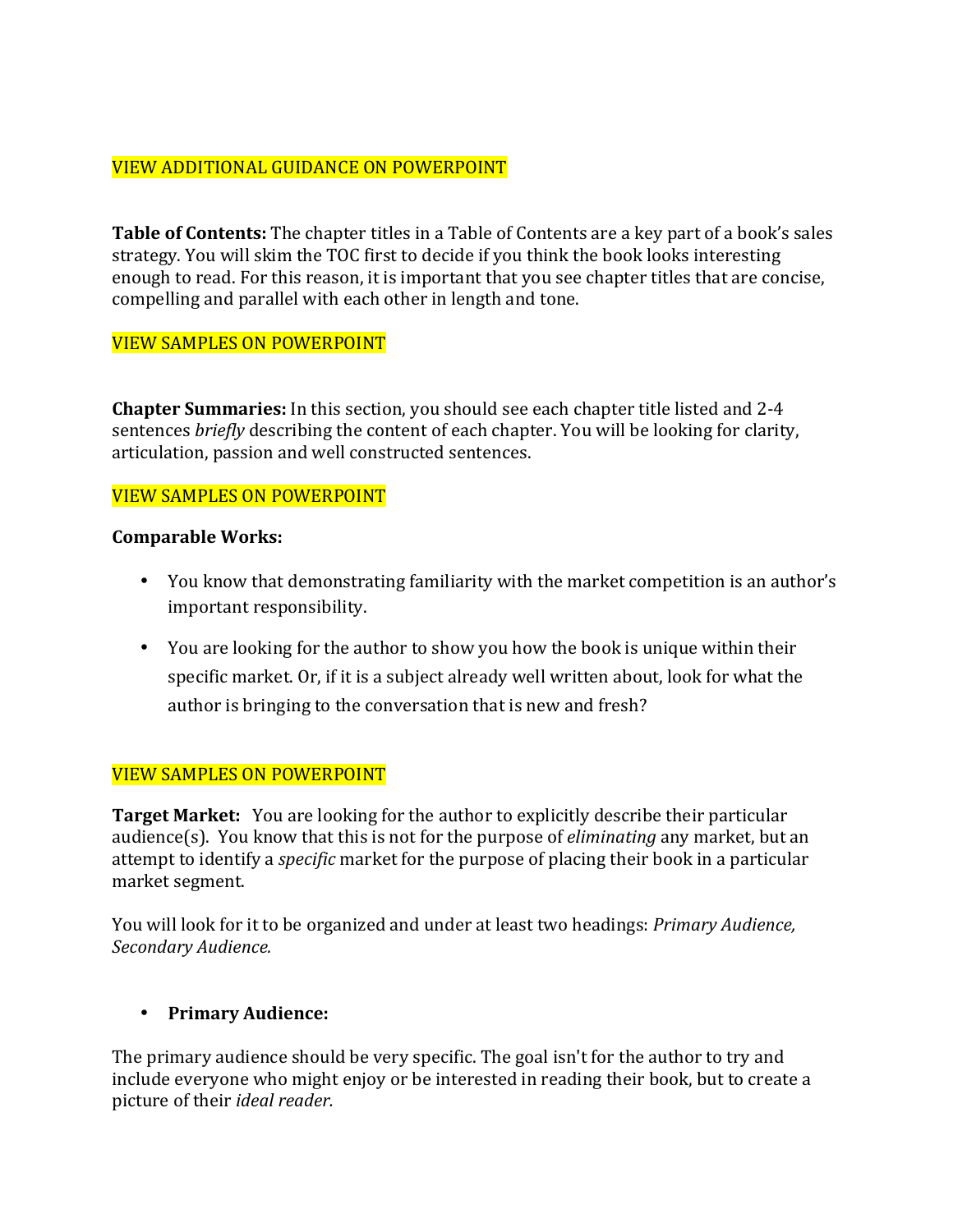VIEW ADDITIONAL GUIDANCE ON POWERPOINT

**Table of Contents:** The chapter titles in a Table of Contents are a key part of a book's sales strategy. You will skim the TOC first to decide if you think the book looks interesting enough to read. For this reason, it is important that you see chapter titles that are concise, compelling and parallel with each other in length and tone.

VIEW SAMPLES ON POWERPOINT

**Chapter Summaries:** In this section, you should see each chapter title listed and 2-4 sentences *briefly* describing the content of each chapter. You will be looking for clarity, articulation, passion and well constructed sentences.

VIEW SAMPLES ON POWERPOINT

**Comparable Works:**

- You know that demonstrating familiarity with the market competition is an author's important responsibility.
- You are looking for the author to show you how the book is unique within their specific market. Or, if it is a subject already well written about, look for what the author is bringing to the conversation that is new and fresh?

VIEW SAMPLES ON POWERPOINT

**Target Market:** You are looking for the author to explicitly describe their particular audience(s). You know that this is not for the purpose of *eliminating* any market, but an attempt to identify a *specific* market for the purpose of placing their book in a particular market segment.

You will look for it to be organized and under at least two headings: *Primary Audience, Secondary Audience.*

- **Primary Audience:**

The primary audience should be very specific. The goal isn't for the author to try and include everyone who might enjoy or be interested in reading their book, but to create a picture of their *ideal reader.*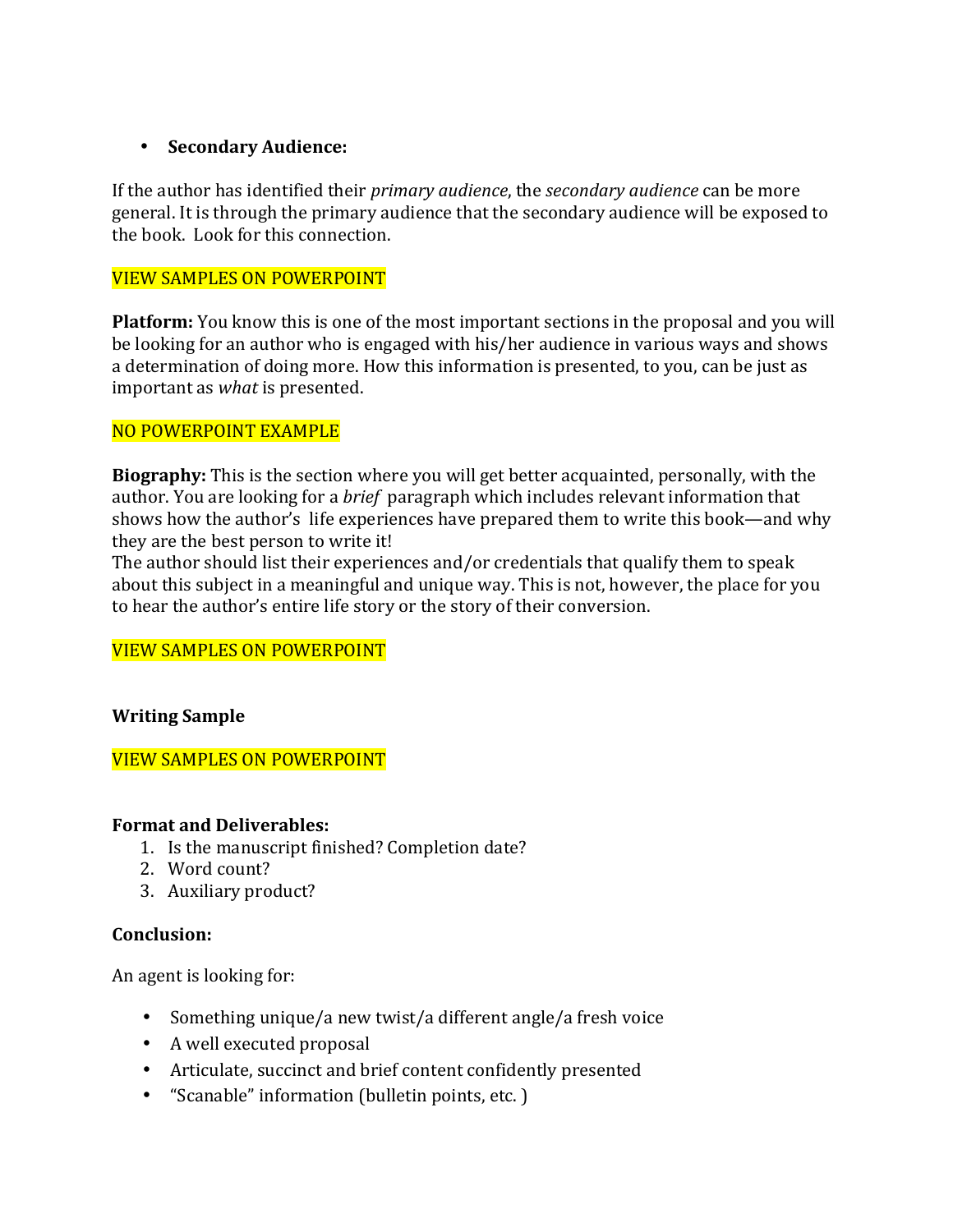- **Secondary Audience:**

If the author has identified their *primary audience*, the *secondary audience* can be more general. It is through the primary audience that the secondary audience will be exposed to the book. Look for this connection.

VIEW SAMPLES ON POWERPOINT

**Platform:** You know this is one of the most important sections in the proposal and you will be looking for an author who is engaged with his/her audience in various ways and shows a determination of doing more. How this information is presented, to you, can be just as important as *what* is presented.

NO POWERPOINT EXAMPLE

**Biography:** This is the section where you will get better acquainted, personally, with the author. You are looking for a *brief* paragraph which includes relevant information that shows how the author's life experiences have prepared them to write this book—and why they are the best person to write it!
The author should list their experiences and/or credentials that qualify them to speak about this subject in a meaningful and unique way. This is not, however, the place for you to hear the author's entire life story or the story of their conversion.

VIEW SAMPLES ON POWERPOINT

**Writing Sample**

VIEW SAMPLES ON POWERPOINT

**Format and Deliverables:**

1. Is the manuscript finished? Completion date?
2. Word count?
3. Auxiliary product?

**Conclusion:**

An agent is looking for:

- Something unique/a new twist/a different angle/a fresh voice
- A well executed proposal
- Articulate, succinct and brief content confidently presented
- "Scanable" information (bulletin points, etc. )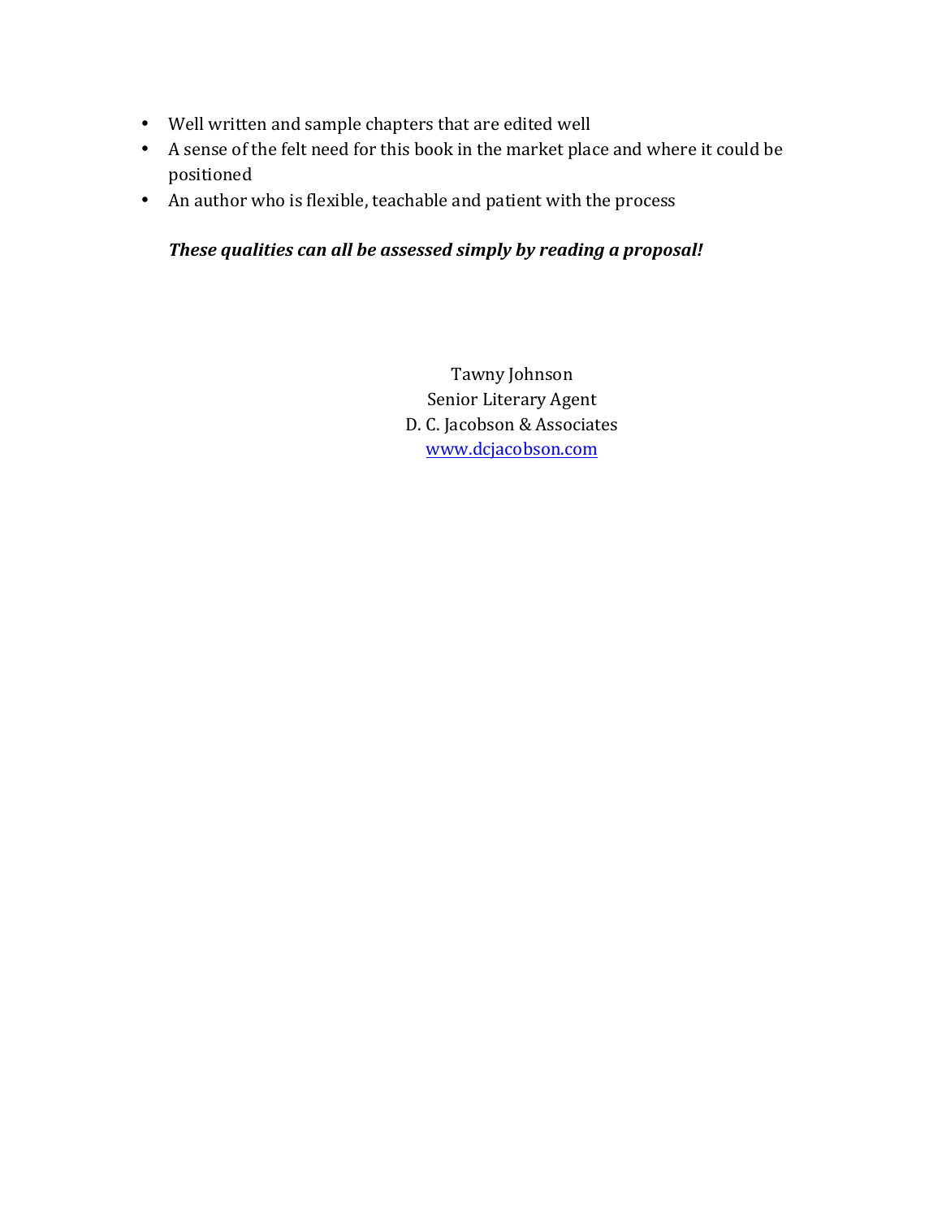- Well written and sample chapters that are edited well
- A sense of the felt need for this book in the market place and where it could be positioned
- An author who is flexible, teachable and patient with the process

***These qualities can all be assessed simply by reading a proposal!***

Tawny Johnson
Senior Literary Agent
D. C. Jacobson & Associates
www.dcjacobson.com